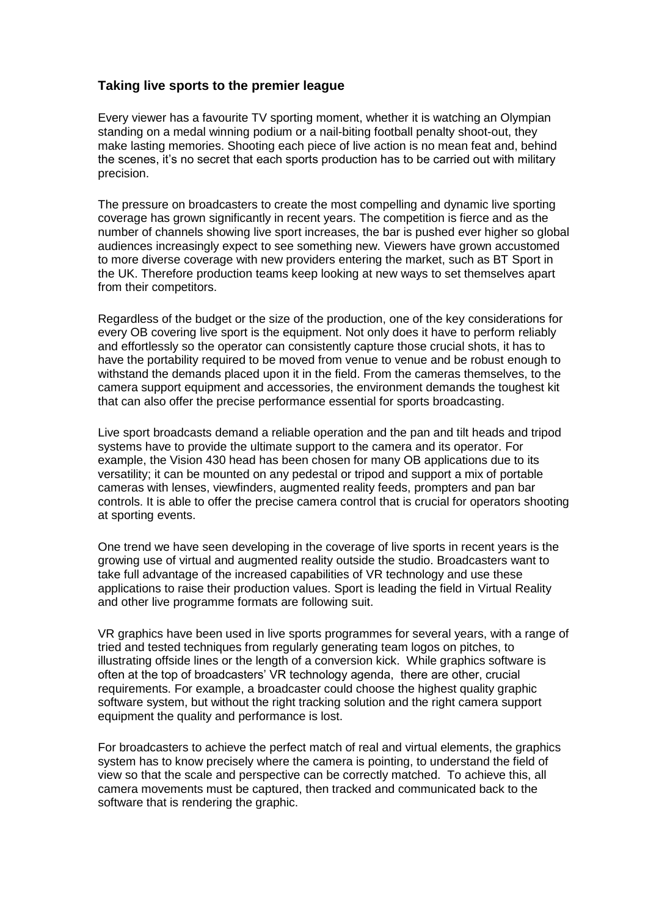## Taking live sports to the premier league

Every viewer has a favourite TV sporting moment, whether it is watching an Olympian standing on a medal winning podium or a nail-biting football penalty shoot-out, they make lasting memories. Shooting each piece of live action is no mean feat and, behind the scenes, it's no secret that each sports production has to be carried out with military precision.

The pressure on broadcasters to create the most compelling and dynamic live sporting coverage has grown significantly in recent years. The competition is fierce and as the number of channels showing live sport increases, the bar is pushed ever higher so global audiences increasingly expect to see something new. Viewers have grown accustomed to more diverse coverage with new providers entering the market, such as BT Sport in the UK. Therefore production teams keep looking at new ways to set themselves apart from their competitors.

Regardless of the budget or the size of the production, one of the key considerations for every OB covering live sport is the equipment. Not only does it have to perform reliably and effortlessly so the operator can consistently capture those crucial shots, it has to have the portability required to be moved from venue to venue and be robust enough to withstand the demands placed upon it in the field. From the cameras themselves, to the camera support equipment and accessories, the environment demands the toughest kit that can also offer the precise performance essential for sports broadcasting.

Live sport broadcasts demand a reliable operation and the pan and tilt heads and tripod systems have to provide the ultimate support to the camera and its operator. For example, the Vision 430 head has been chosen for many OB applications due to its versatility; it can be mounted on any pedestal or tripod and support a mix of portable cameras with lenses, viewfinders, augmented reality feeds, prompters and pan bar controls. It is able to offer the precise camera control that is crucial for operators shooting at sporting events.

One trend we have seen developing in the coverage of live sports in recent years is the growing use of virtual and augmented reality outside the studio. Broadcasters want to take full advantage of the increased capabilities of VR technology and use these applications to raise their production values. Sport is leading the field in Virtual Reality and other live programme formats are following suit.

VR graphics have been used in live sports programmes for several years, with a range of tried and tested techniques from regularly generating team logos on pitches, to illustrating offside lines or the length of a conversion kick. While graphics software is often at the top of broadcasters' VR technology agenda, there are other, crucial requirements. For example, a broadcaster could choose the highest quality graphic software system, but without the right tracking solution and the right camera support equipment the quality and performance is lost.

For broadcasters to achieve the perfect match of real and virtual elements, the graphics system has to know precisely where the camera is pointing, to understand the field of view so that the scale and perspective can be correctly matched. To achieve this, all camera movements must be captured, then tracked and communicated back to the software that is rendering the graphic.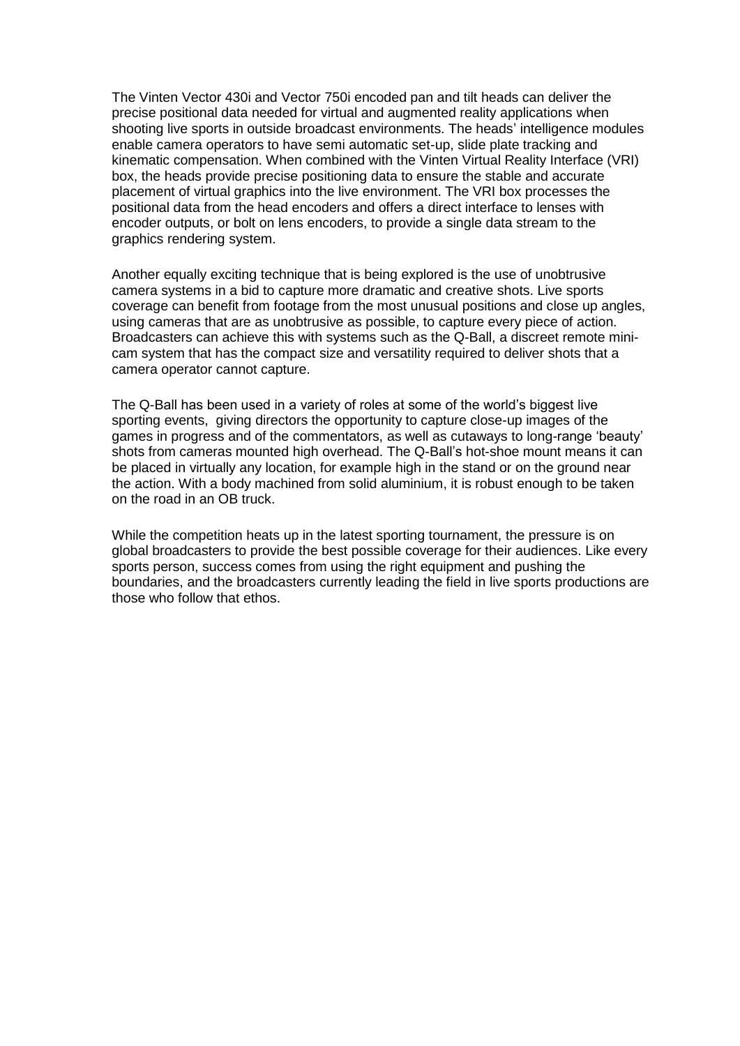The Vinten Vector 430i and Vector 750i encoded pan and tilt heads can deliver the precise positional data needed for virtual and augmented reality applications when shooting live sports in outside broadcast environments. The heads' intelligence modules enable camera operators to have semi automatic set-up, slide plate tracking and kinematic compensation. When combined with the Vinten Virtual Reality Interface (VRI) box, the heads provide precise positioning data to ensure the stable and accurate placement of virtual graphics into the live environment. The VRI box processes the positional data from the head encoders and offers a direct interface to lenses with encoder outputs, or bolt on lens encoders, to provide a single data stream to the graphics rendering system.

Another equally exciting technique that is being explored is the use of unobtrusive camera systems in a bid to capture more dramatic and creative shots. Live sports coverage can benefit from footage from the most unusual positions and close up angles, using cameras that are as unobtrusive as possible, to capture every piece of action. Broadcasters can achieve this with systems such as the Q-Ball, a discreet remote mini-cam system that has the compact size and versatility required to deliver shots that a camera operator cannot capture.

The Q-Ball has been used in a variety of roles at some of the world's biggest live sporting events, giving directors the opportunity to capture close-up images of the games in progress and of the commentators, as well as cutaways to long-range 'beauty' shots from cameras mounted high overhead. The Q-Ball's hot-shoe mount means it can be placed in virtually any location, for example high in the stand or on the ground near the action. With a body machined from solid aluminium, it is robust enough to be taken on the road in an OB truck.

While the competition heats up in the latest sporting tournament, the pressure is on global broadcasters to provide the best possible coverage for their audiences. Like every sports person, success comes from using the right equipment and pushing the boundaries, and the broadcasters currently leading the field in live sports productions are those who follow that ethos.